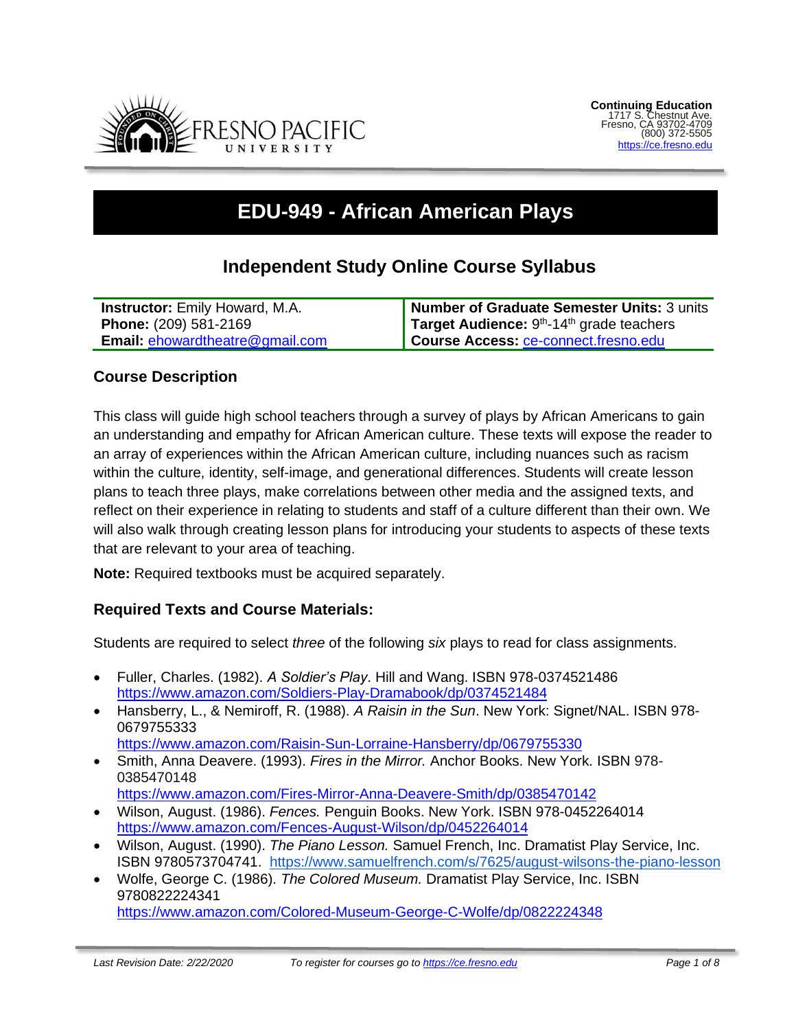**Continuing Education**
1717 S. Chestnut Ave.
Fresno, CA 93702-4709
(800) 372-5505
https://ce.fresno.edu

# EDU-949 - African American Plays

## Independent Study Online Course Syllabus

| **Instructor:** Emily Howard, M.A. | **Number of Graduate Semester Units:** 3 units |
|---|---|
| **Phone:** (209) 581-2169 | **Target Audience:** 9th-14th grade teachers |
| **Email:** ehowardtheatre@gmail.com | **Course Access:** ce-connect.fresno.edu |

### Course Description

This class will guide high school teachers through a survey of plays by African Americans to gain an understanding and empathy for African American culture. These texts will expose the reader to an array of experiences within the African American culture, including nuances such as racism within the culture, identity, self-image, and generational differences. Students will create lesson plans to teach three plays, make correlations between other media and the assigned texts, and reflect on their experience in relating to students and staff of a culture different than their own. We will also walk through creating lesson plans for introducing your students to aspects of these texts that are relevant to your area of teaching.

**Note:** Required textbooks must be acquired separately.

### Required Texts and Course Materials:

Students are required to select *three* of the following *six* plays to read for class assignments.

- Fuller, Charles. (1982). *A Soldier's Play*. Hill and Wang. ISBN 978-0374521486 https://www.amazon.com/Soldiers-Play-Dramabook/dp/0374521484
- Hansberry, L., & Nemiroff, R. (1988). *A Raisin in the Sun*. New York: Signet/NAL. ISBN 978-0679755333 https://www.amazon.com/Raisin-Sun-Lorraine-Hansberry/dp/0679755330
- Smith, Anna Deavere. (1993). *Fires in the Mirror.* Anchor Books. New York. ISBN 978-0385470148 https://www.amazon.com/Fires-Mirror-Anna-Deavere-Smith/dp/0385470142
- Wilson, August. (1986). *Fences.* Penguin Books. New York. ISBN 978-0452264014 https://www.amazon.com/Fences-August-Wilson/dp/0452264014
- Wilson, August. (1990). *The Piano Lesson.* Samuel French, Inc. Dramatist Play Service, Inc. ISBN 9780573704741. https://www.samuelfrench.com/s/7625/august-wilsons-the-piano-lesson
- Wolfe, George C. (1986). *The Colored Museum.* Dramatist Play Service, Inc. ISBN 9780822224341 https://www.amazon.com/Colored-Museum-George-C-Wolfe/dp/0822224348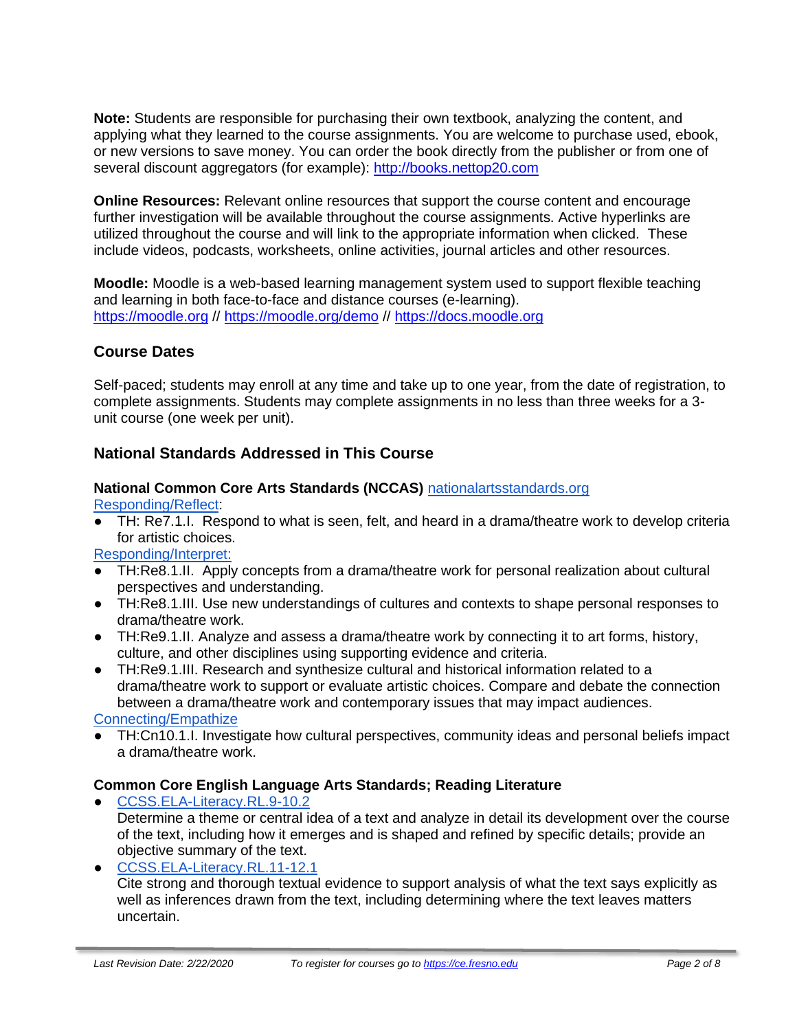**Note:** Students are responsible for purchasing their own textbook, analyzing the content, and applying what they learned to the course assignments. You are welcome to purchase used, ebook, or new versions to save money. You can order the book directly from the publisher or from one of several discount aggregators (for example): [http://books.nettop20.com](http://books.nettop20.com)

**Online Resources:** Relevant online resources that support the course content and encourage further investigation will be available throughout the course assignments. Active hyperlinks are utilized throughout the course and will link to the appropriate information when clicked. These include videos, podcasts, worksheets, online activities, journal articles and other resources.

**Moodle:** Moodle is a web-based learning management system used to support flexible teaching and learning in both face-to-face and distance courses (e-learning). [https://moodle.org](https://moodle.org) // [https://moodle.org/demo](https://moodle.org/demo) // [https://docs.moodle.org](https://docs.moodle.org)

## Course Dates

Self-paced; students may enroll at any time and take up to one year, from the date of registration, to complete assignments. Students may complete assignments in no less than three weeks for a 3-unit course (one week per unit).

## National Standards Addressed in This Course

**National Common Core Arts Standards (NCCAS)** [nationalartsstandards.org](nationalartsstandards.org)

Responding/Reflect:

- TH: Re7.1.I. Respond to what is seen, felt, and heard in a drama/theatre work to develop criteria for artistic choices.

Responding/Interpret:

- TH:Re8.1.II. Apply concepts from a drama/theatre work for personal realization about cultural perspectives and understanding.
- TH:Re8.1.III. Use new understandings of cultures and contexts to shape personal responses to drama/theatre work.
- TH:Re9.1.II. Analyze and assess a drama/theatre work by connecting it to art forms, history, culture, and other disciplines using supporting evidence and criteria.
- TH:Re9.1.III. Research and synthesize cultural and historical information related to a drama/theatre work to support or evaluate artistic choices. Compare and debate the connection between a drama/theatre work and contemporary issues that may impact audiences.

Connecting/Empathize

- TH:Cn10.1.I. Investigate how cultural perspectives, community ideas and personal beliefs impact a drama/theatre work.

**Common Core English Language Arts Standards; Reading Literature**

- CCSS.ELA-Literacy.RL.9-10.2
  Determine a theme or central idea of a text and analyze in detail its development over the course of the text, including how it emerges and is shaped and refined by specific details; provide an objective summary of the text.
- CCSS.ELA-Literacy.RL.11-12.1
  Cite strong and thorough textual evidence to support analysis of what the text says explicitly as well as inferences drawn from the text, including determining where the text leaves matters uncertain.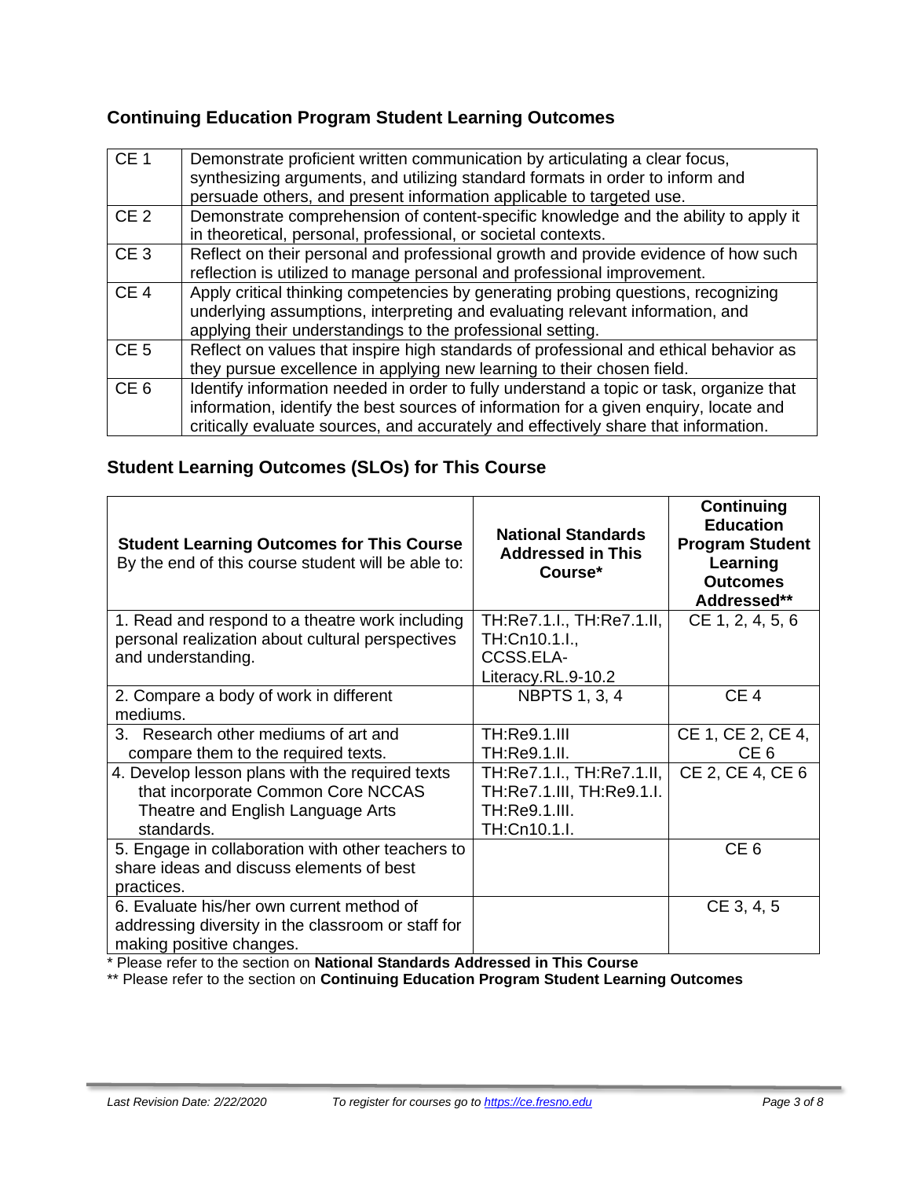## Continuing Education Program Student Learning Outcomes

| | |
|---|---|
| CE 1 | Demonstrate proficient written communication by articulating a clear focus, synthesizing arguments, and utilizing standard formats in order to inform and persuade others, and present information applicable to targeted use. |
| CE 2 | Demonstrate comprehension of content-specific knowledge and the ability to apply it in theoretical, personal, professional, or societal contexts. |
| CE 3 | Reflect on their personal and professional growth and provide evidence of how such reflection is utilized to manage personal and professional improvement. |
| CE 4 | Apply critical thinking competencies by generating probing questions, recognizing underlying assumptions, interpreting and evaluating relevant information, and applying their understandings to the professional setting. |
| CE 5 | Reflect on values that inspire high standards of professional and ethical behavior as they pursue excellence in applying new learning to their chosen field. |
| CE 6 | Identify information needed in order to fully understand a topic or task, organize that information, identify the best sources of information for a given enquiry, locate and critically evaluate sources, and accurately and effectively share that information. |

## Student Learning Outcomes (SLOs) for This Course

| **Student Learning Outcomes for This Course** By the end of this course student will be able to: | **National Standards Addressed in This Course*** | **Continuing Education Program Student Learning Outcomes Addressed**** |
|---|---|---|
| 1. Read and respond to a theatre work including personal realization about cultural perspectives and understanding. | TH:Re7.1.I., TH:Re7.1.II, TH:Cn10.1.I., CCSS.ELA-Literacy.RL.9-10.2 | CE 1, 2, 4, 5, 6 |
| 2. Compare a body of work in different mediums. | NBPTS 1, 3, 4 | CE 4 |
| 3. Research other mediums of art and compare them to the required texts. | TH:Re9.1.III TH:Re9.1.II. | CE 1, CE 2, CE 4, CE 6 |
| 4. Develop lesson plans with the required texts that incorporate Common Core NCCAS Theatre and English Language Arts standards. | TH:Re7.1.I., TH:Re7.1.II, TH:Re7.1.III, TH:Re9.1.I. TH:Re9.1.III. TH:Cn10.1.I. | CE 2, CE 4, CE 6 |
| 5. Engage in collaboration with other teachers to share ideas and discuss elements of best practices. | | CE 6 |
| 6. Evaluate his/her own current method of addressing diversity in the classroom or staff for making positive changes. | | CE 3, 4, 5 |

* Please refer to the section on **National Standards Addressed in This Course**

** Please refer to the section on **Continuing Education Program Student Learning Outcomes**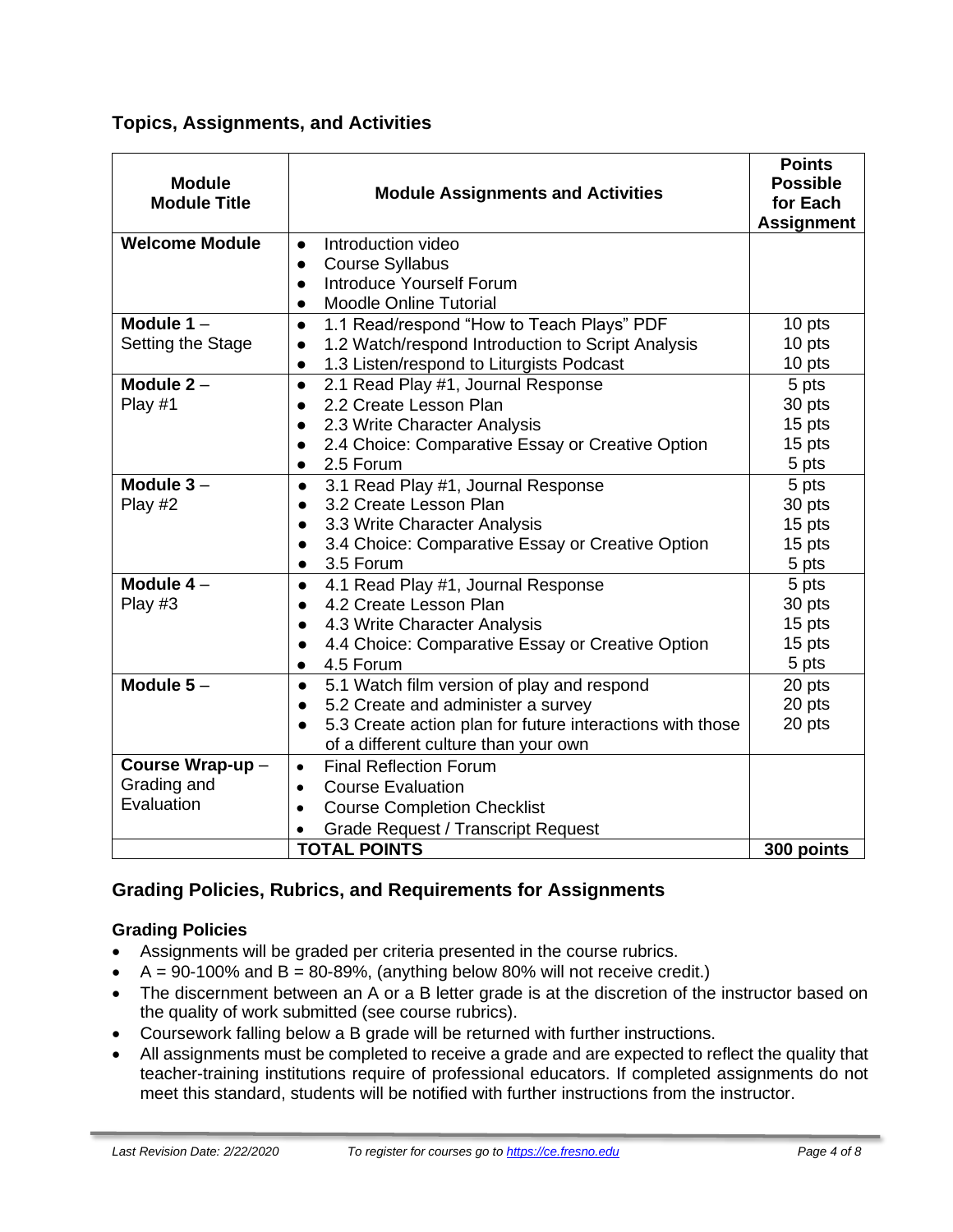## Topics, Assignments, and Activities

| Module Module Title | Module Assignments and Activities | Points Possible for Each Assignment |
|---|---|---|
| **Welcome Module** | • Introduction video<br>• Course Syllabus<br>• Introduce Yourself Forum<br>• Moodle Online Tutorial | |
| **Module 1** – Setting the Stage | • 1.1 Read/respond "How to Teach Plays" PDF<br>• 1.2 Watch/respond Introduction to Script Analysis<br>• 1.3 Listen/respond to Liturgists Podcast | 10 pts<br>10 pts<br>10 pts |
| **Module 2** – Play #1 | • 2.1 Read Play #1, Journal Response<br>• 2.2 Create Lesson Plan<br>• 2.3 Write Character Analysis<br>• 2.4 Choice: Comparative Essay or Creative Option<br>• 2.5 Forum | 5 pts<br>30 pts<br>15 pts<br>15 pts<br>5 pts |
| **Module 3** – Play #2 | • 3.1 Read Play #1, Journal Response<br>• 3.2 Create Lesson Plan<br>• 3.3 Write Character Analysis<br>• 3.4 Choice: Comparative Essay or Creative Option<br>• 3.5 Forum | 5 pts<br>30 pts<br>15 pts<br>15 pts<br>5 pts |
| **Module 4** – Play #3 | • 4.1 Read Play #1, Journal Response<br>• 4.2 Create Lesson Plan<br>• 4.3 Write Character Analysis<br>• 4.4 Choice: Comparative Essay or Creative Option<br>• 4.5 Forum | 5 pts<br>30 pts<br>15 pts<br>15 pts<br>5 pts |
| **Module 5** – | • 5.1 Watch film version of play and respond<br>• 5.2 Create and administer a survey<br>• 5.3 Create action plan for future interactions with those of a different culture than your own | 20 pts<br>20 pts<br>20 pts |
| **Course Wrap-up** – Grading and Evaluation | • Final Reflection Forum<br>• Course Evaluation<br>• Course Completion Checklist<br>• Grade Request / Transcript Request | |
| | **TOTAL POINTS** | **300 points** |

## Grading Policies, Rubrics, and Requirements for Assignments

### Grading Policies

- Assignments will be graded per criteria presented in the course rubrics.
- A = 90-100% and B = 80-89%, (anything below 80% will not receive credit.)
- The discernment between an A or a B letter grade is at the discretion of the instructor based on the quality of work submitted (see course rubrics).
- Coursework falling below a B grade will be returned with further instructions.
- All assignments must be completed to receive a grade and are expected to reflect the quality that teacher-training institutions require of professional educators. If completed assignments do not meet this standard, students will be notified with further instructions from the instructor.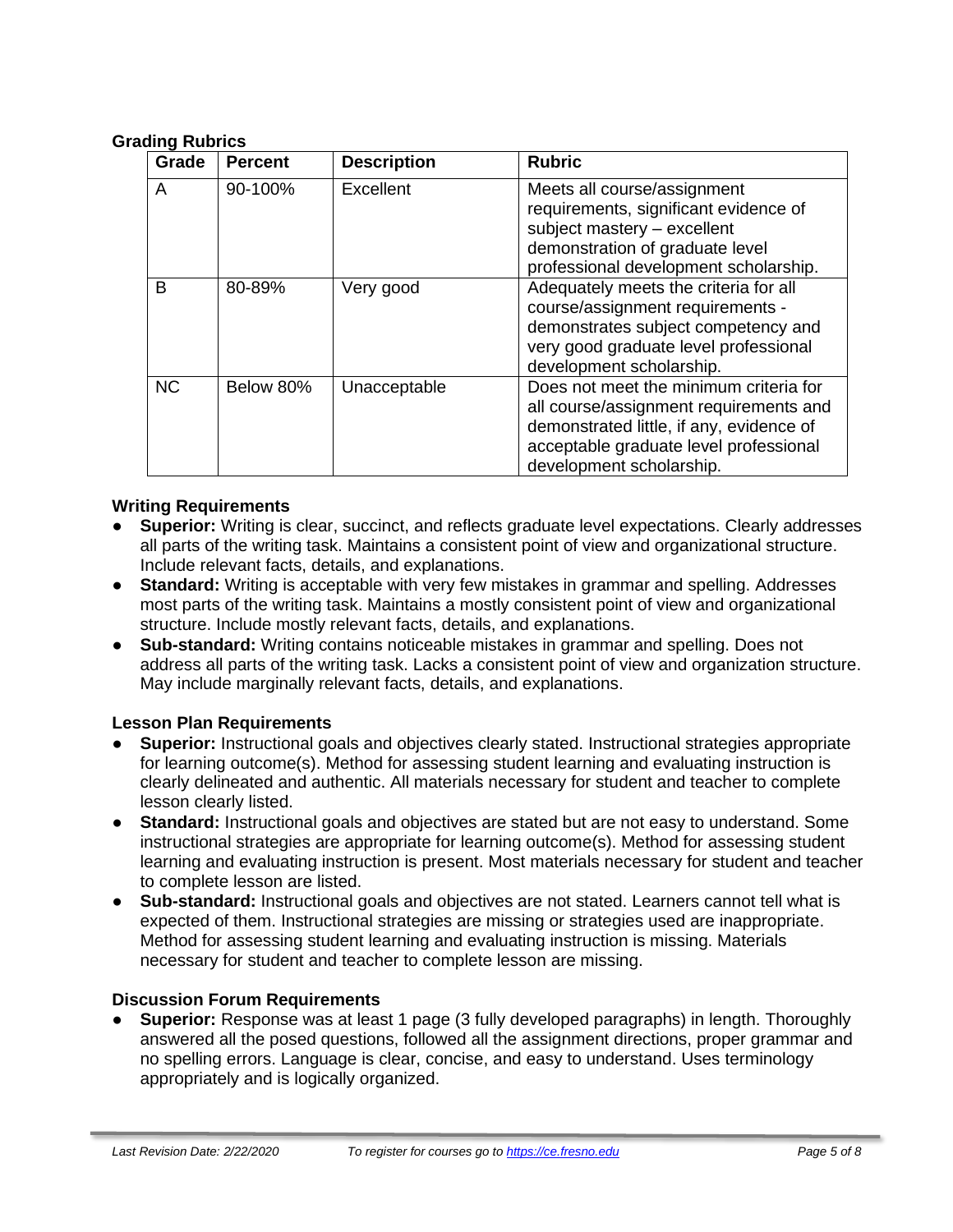**Grading Rubrics**

| Grade | Percent | Description | Rubric |
|---|---|---|---|
| A | 90-100% | Excellent | Meets all course/assignment requirements, significant evidence of subject mastery – excellent demonstration of graduate level professional development scholarship. |
| B | 80-89% | Very good | Adequately meets the criteria for all course/assignment requirements - demonstrates subject competency and very good graduate level professional development scholarship. |
| NC | Below 80% | Unacceptable | Does not meet the minimum criteria for all course/assignment requirements and demonstrated little, if any, evidence of acceptable graduate level professional development scholarship. |

**Writing Requirements**

- **Superior:** Writing is clear, succinct, and reflects graduate level expectations. Clearly addresses all parts of the writing task. Maintains a consistent point of view and organizational structure. Include relevant facts, details, and explanations.
- **Standard:** Writing is acceptable with very few mistakes in grammar and spelling. Addresses most parts of the writing task. Maintains a mostly consistent point of view and organizational structure. Include mostly relevant facts, details, and explanations.
- **Sub-standard:** Writing contains noticeable mistakes in grammar and spelling. Does not address all parts of the writing task. Lacks a consistent point of view and organization structure. May include marginally relevant facts, details, and explanations.

**Lesson Plan Requirements**

- **Superior:** Instructional goals and objectives clearly stated. Instructional strategies appropriate for learning outcome(s). Method for assessing student learning and evaluating instruction is clearly delineated and authentic. All materials necessary for student and teacher to complete lesson clearly listed.
- **Standard:** Instructional goals and objectives are stated but are not easy to understand. Some instructional strategies are appropriate for learning outcome(s). Method for assessing student learning and evaluating instruction is present. Most materials necessary for student and teacher to complete lesson are listed.
- **Sub-standard:** Instructional goals and objectives are not stated. Learners cannot tell what is expected of them. Instructional strategies are missing or strategies used are inappropriate. Method for assessing student learning and evaluating instruction is missing. Materials necessary for student and teacher to complete lesson are missing.

**Discussion Forum Requirements**

- **Superior:** Response was at least 1 page (3 fully developed paragraphs) in length. Thoroughly answered all the posed questions, followed all the assignment directions, proper grammar and no spelling errors. Language is clear, concise, and easy to understand. Uses terminology appropriately and is logically organized.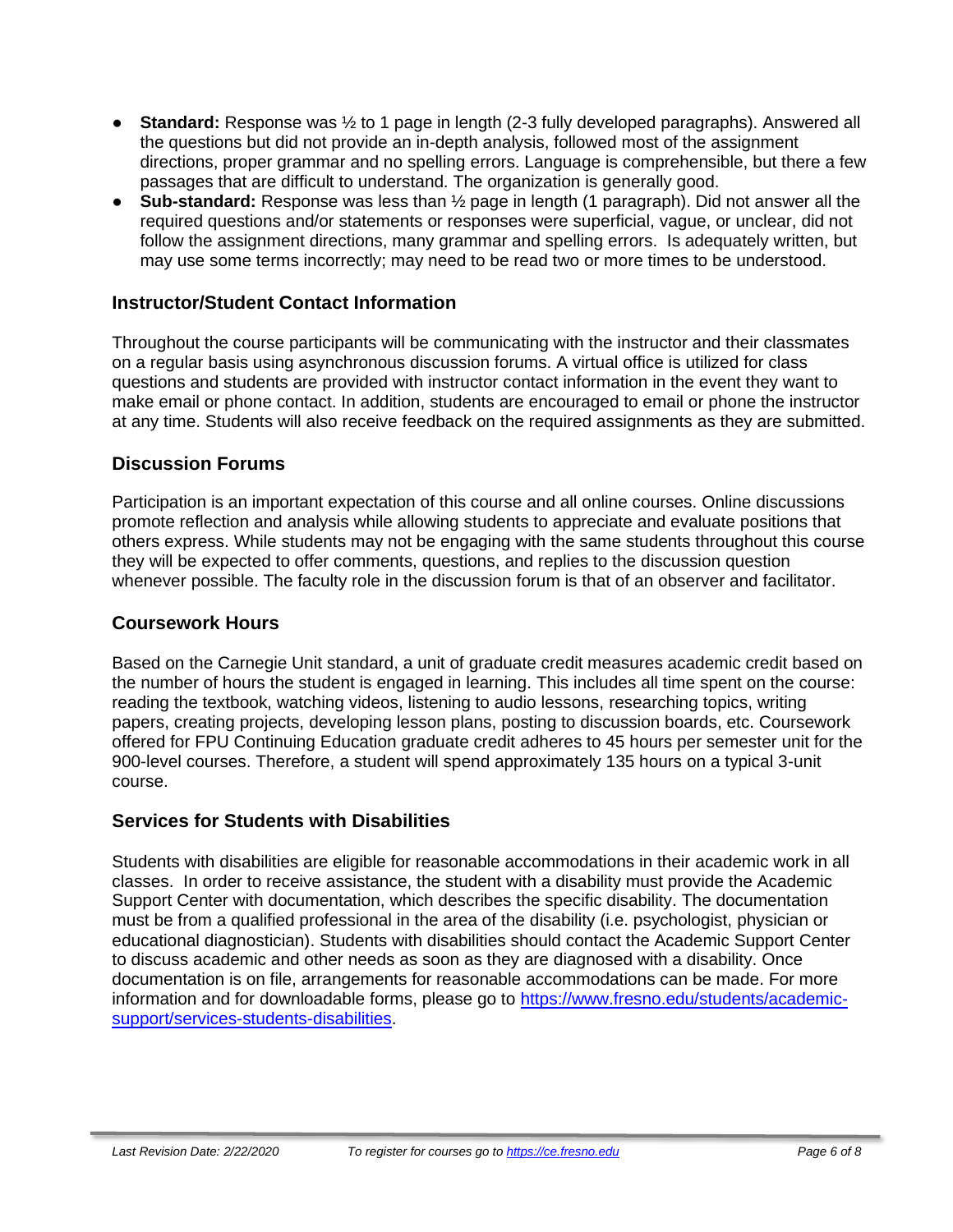- **Standard:** Response was ½ to 1 page in length (2-3 fully developed paragraphs). Answered all the questions but did not provide an in-depth analysis, followed most of the assignment directions, proper grammar and no spelling errors. Language is comprehensible, but there a few passages that are difficult to understand. The organization is generally good.
- **Sub-standard:** Response was less than ½ page in length (1 paragraph). Did not answer all the required questions and/or statements or responses were superficial, vague, or unclear, did not follow the assignment directions, many grammar and spelling errors. Is adequately written, but may use some terms incorrectly; may need to be read two or more times to be understood.

## Instructor/Student Contact Information

Throughout the course participants will be communicating with the instructor and their classmates on a regular basis using asynchronous discussion forums. A virtual office is utilized for class questions and students are provided with instructor contact information in the event they want to make email or phone contact. In addition, students are encouraged to email or phone the instructor at any time. Students will also receive feedback on the required assignments as they are submitted.

## Discussion Forums

Participation is an important expectation of this course and all online courses. Online discussions promote reflection and analysis while allowing students to appreciate and evaluate positions that others express. While students may not be engaging with the same students throughout this course they will be expected to offer comments, questions, and replies to the discussion question whenever possible. The faculty role in the discussion forum is that of an observer and facilitator.

## Coursework Hours

Based on the Carnegie Unit standard, a unit of graduate credit measures academic credit based on the number of hours the student is engaged in learning. This includes all time spent on the course: reading the textbook, watching videos, listening to audio lessons, researching topics, writing papers, creating projects, developing lesson plans, posting to discussion boards, etc. Coursework offered for FPU Continuing Education graduate credit adheres to 45 hours per semester unit for the 900-level courses. Therefore, a student will spend approximately 135 hours on a typical 3-unit course.

## Services for Students with Disabilities

Students with disabilities are eligible for reasonable accommodations in their academic work in all classes. In order to receive assistance, the student with a disability must provide the Academic Support Center with documentation, which describes the specific disability. The documentation must be from a qualified professional in the area of the disability (i.e. psychologist, physician or educational diagnostician). Students with disabilities should contact the Academic Support Center to discuss academic and other needs as soon as they are diagnosed with a disability. Once documentation is on file, arrangements for reasonable accommodations can be made. For more information and for downloadable forms, please go to [https://www.fresno.edu/students/academic-support/services-students-disabilities](https://www.fresno.edu/students/academic-support/services-students-disabilities).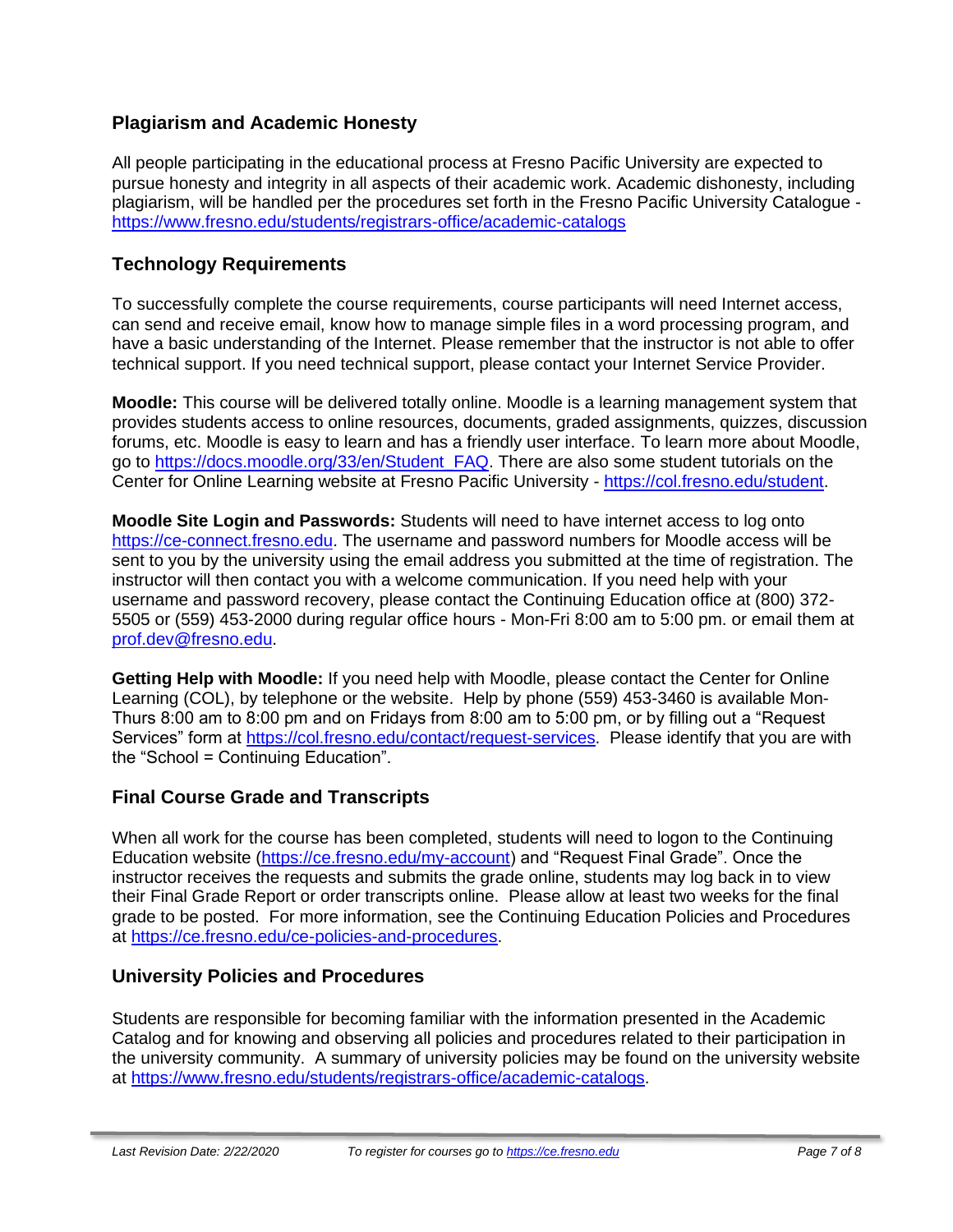## Plagiarism and Academic Honesty

All people participating in the educational process at Fresno Pacific University are expected to pursue honesty and integrity in all aspects of their academic work. Academic dishonesty, including plagiarism, will be handled per the procedures set forth in the Fresno Pacific University Catalogue - https://www.fresno.edu/students/registrars-office/academic-catalogs

## Technology Requirements

To successfully complete the course requirements, course participants will need Internet access, can send and receive email, know how to manage simple files in a word processing program, and have a basic understanding of the Internet. Please remember that the instructor is not able to offer technical support. If you need technical support, please contact your Internet Service Provider.

**Moodle:** This course will be delivered totally online. Moodle is a learning management system that provides students access to online resources, documents, graded assignments, quizzes, discussion forums, etc. Moodle is easy to learn and has a friendly user interface. To learn more about Moodle, go to https://docs.moodle.org/33/en/Student_FAQ. There are also some student tutorials on the Center for Online Learning website at Fresno Pacific University - https://col.fresno.edu/student.

**Moodle Site Login and Passwords:** Students will need to have internet access to log onto https://ce-connect.fresno.edu. The username and password numbers for Moodle access will be sent to you by the university using the email address you submitted at the time of registration. The instructor will then contact you with a welcome communication. If you need help with your username and password recovery, please contact the Continuing Education office at (800) 372-5505 or (559) 453-2000 during regular office hours - Mon-Fri 8:00 am to 5:00 pm. or email them at prof.dev@fresno.edu.

**Getting Help with Moodle:** If you need help with Moodle, please contact the Center for Online Learning (COL), by telephone or the website. Help by phone (559) 453-3460 is available Mon-Thurs 8:00 am to 8:00 pm and on Fridays from 8:00 am to 5:00 pm, or by filling out a "Request Services" form at https://col.fresno.edu/contact/request-services. Please identify that you are with the "School = Continuing Education".

## Final Course Grade and Transcripts

When all work for the course has been completed, students will need to logon to the Continuing Education website (https://ce.fresno.edu/my-account) and "Request Final Grade". Once the instructor receives the requests and submits the grade online, students may log back in to view their Final Grade Report or order transcripts online. Please allow at least two weeks for the final grade to be posted. For more information, see the Continuing Education Policies and Procedures at https://ce.fresno.edu/ce-policies-and-procedures.

## University Policies and Procedures

Students are responsible for becoming familiar with the information presented in the Academic Catalog and for knowing and observing all policies and procedures related to their participation in the university community. A summary of university policies may be found on the university website at https://www.fresno.edu/students/registrars-office/academic-catalogs.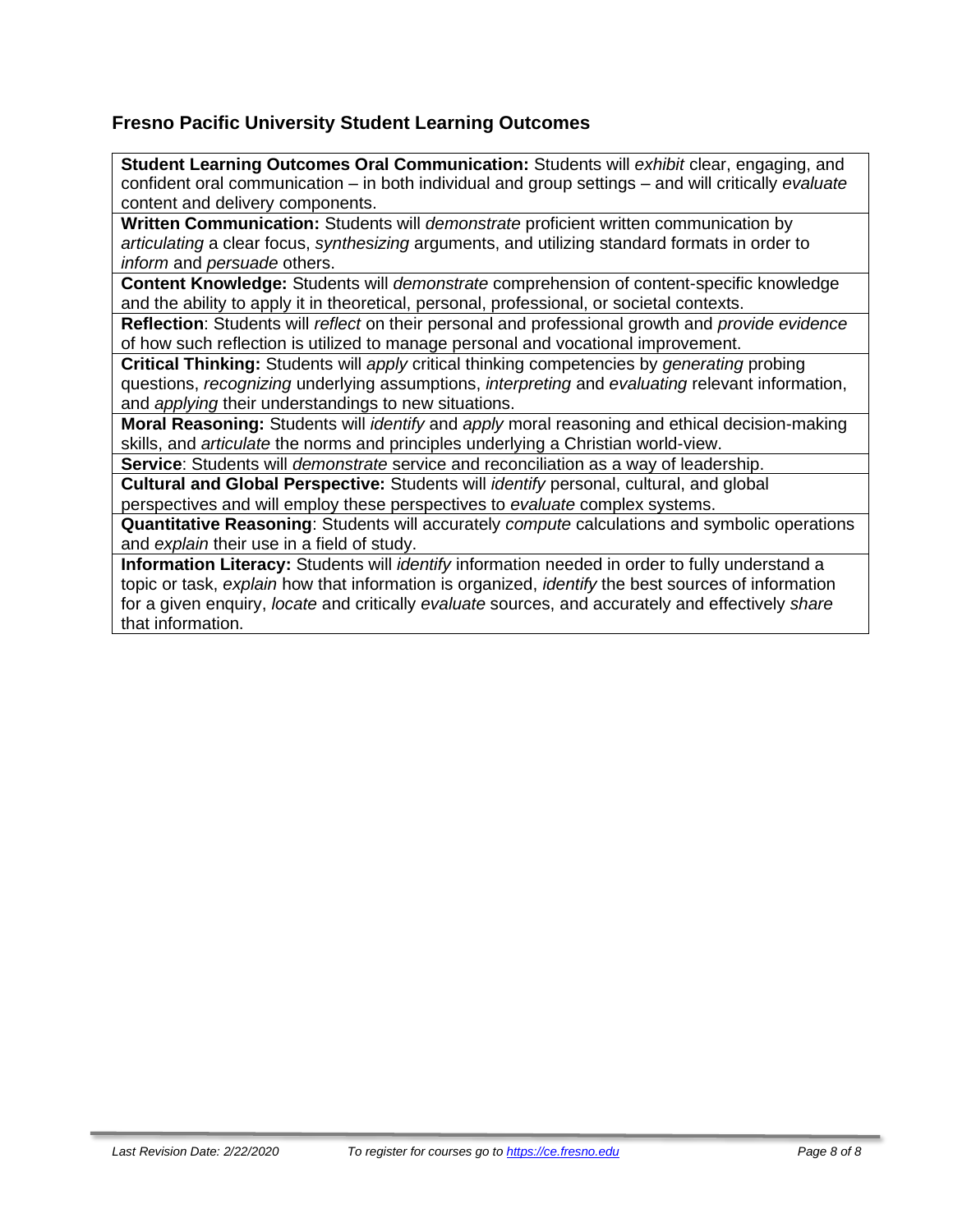## Fresno Pacific University Student Learning Outcomes

| |
|---|
| **Student Learning Outcomes Oral Communication:** Students will *exhibit* clear, engaging, and confident oral communication – in both individual and group settings – and will critically *evaluate* content and delivery components. |
| **Written Communication:** Students will *demonstrate* proficient written communication by *articulating* a clear focus, *synthesizing* arguments, and utilizing standard formats in order to *inform* and *persuade* others. |
| **Content Knowledge:** Students will *demonstrate* comprehension of content-specific knowledge and the ability to apply it in theoretical, personal, professional, or societal contexts. |
| **Reflection**: Students will *reflect* on their personal and professional growth and *provide evidence* of how such reflection is utilized to manage personal and vocational improvement. |
| **Critical Thinking:** Students will *apply* critical thinking competencies by *generating* probing questions, *recognizing* underlying assumptions, *interpreting* and *evaluating* relevant information, and *applying* their understandings to new situations. |
| **Moral Reasoning:** Students will *identify* and *apply* moral reasoning and ethical decision-making skills, and *articulate* the norms and principles underlying a Christian world-view. |
| **Service**: Students will *demonstrate* service and reconciliation as a way of leadership. |
| **Cultural and Global Perspective:** Students will *identify* personal, cultural, and global perspectives and will employ these perspectives to *evaluate* complex systems. |
| **Quantitative Reasoning**: Students will accurately *compute* calculations and symbolic operations and *explain* their use in a field of study. |
| **Information Literacy:** Students will *identify* information needed in order to fully understand a topic or task, *explain* how that information is organized, *identify* the best sources of information for a given enquiry, *locate* and critically *evaluate* sources, and accurately and effectively *share* that information. |